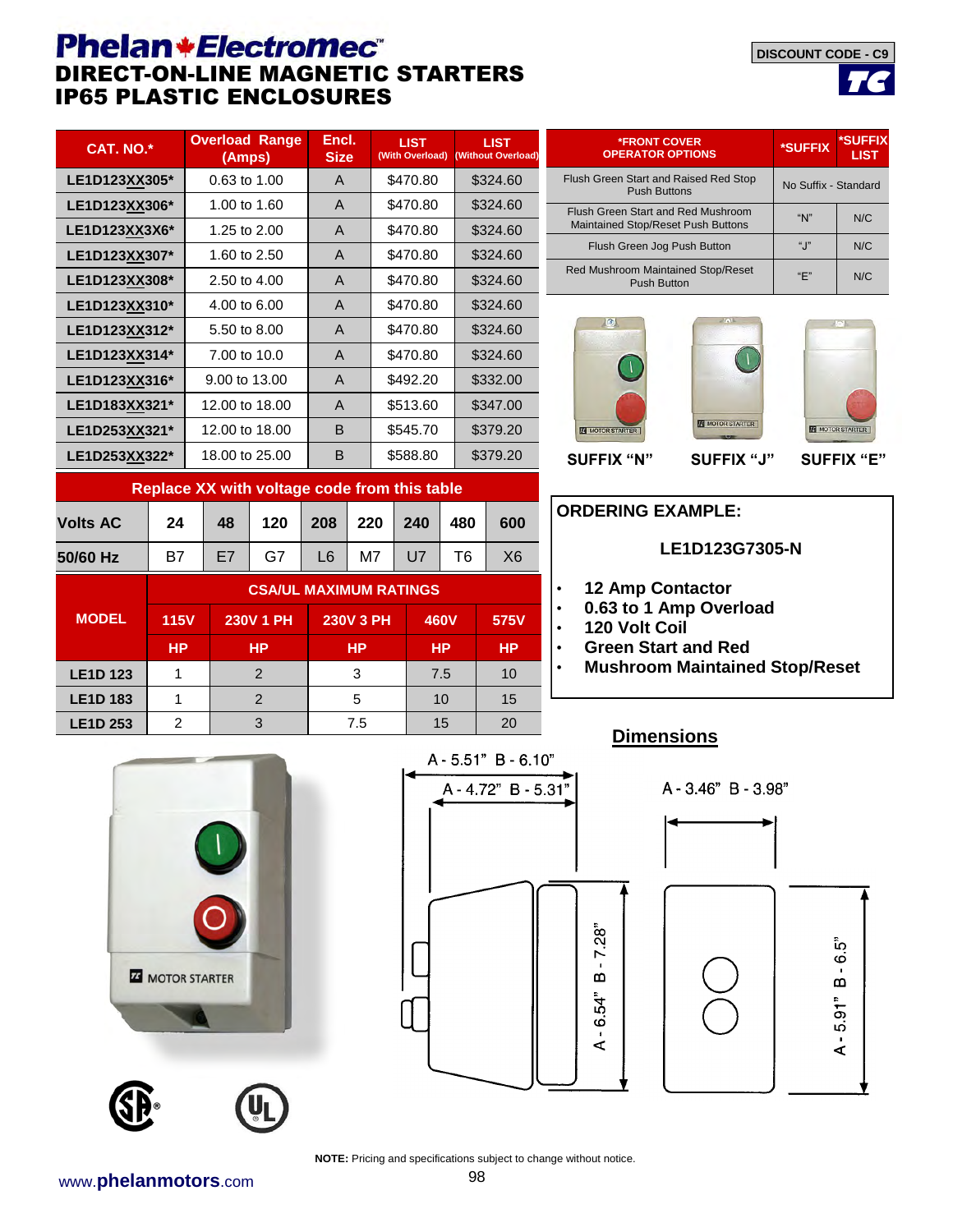# Phelan Electromec™

## DIRECT-ON-LINE MAGNETIC STARTERS
## IP65 PLASTIC ENCLOSURES

DISCOUNT CODE - C9

| CAT. NO.* | Overload Range (Amps) | Encl. Size | LIST (With Overload) | LIST (Without Overload) |
|---|---|---|---|---|
| LE1D123XX305* | 0.63 to 1.00 | A | $470.80 | $324.60 |
| LE1D123XX306* | 1.00 to 1.60 | A | $470.80 | $324.60 |
| LE1D123XX3X6* | 1.25 to 2.00 | A | $470.80 | $324.60 |
| LE1D123XX307* | 1.60 to 2.50 | A | $470.80 | $324.60 |
| LE1D123XX308* | 2.50 to 4.00 | A | $470.80 | $324.60 |
| LE1D123XX310* | 4.00 to 6.00 | A | $470.80 | $324.60 |
| LE1D123XX312* | 5.50 to 8.00 | A | $470.80 | $324.60 |
| LE1D123XX314* | 7.00 to 10.0 | A | $470.80 | $324.60 |
| LE1D123XX316* | 9.00 to 13.00 | A | $492.20 | $332.00 |
| LE1D183XX321* | 12.00 to 18.00 | A | $513.60 | $347.00 |
| LE1D253XX321* | 12.00 to 18.00 | B | $545.70 | $379.20 |
| LE1D253XX322* | 18.00 to 25.00 | B | $588.80 | $379.20 |

| *FRONT COVER OPERATOR OPTIONS | *SUFFIX | *SUFFIX LIST |
|---|---|---|
| Flush Green Start and Raised Red Stop Push Buttons | No Suffix - Standard | |
| Flush Green Start and Red Mushroom Maintained Stop/Reset Push Buttons | "N" | N/C |
| Flush Green Jog Push Button | "J" | N/C |
| Red Mushroom Maintained Stop/Reset Push Button | "E" | N/C |

SUFFIX "N" SUFFIX "J" SUFFIX "E"

**Replace XX with voltage code from this table**

| Volts AC | 24 | 48 | 120 | 208 | 220 | 240 | 480 | 600 |
|---|---|---|---|---|---|---|---|---|
| 50/60 Hz | B7 | E7 | G7 | L6 | M7 | U7 | T6 | X6 |

| MODEL | CSA/UL MAXIMUM RATINGS | | | | |
|---|---|---|---|---|---|
| | 115V | 230V 1 PH | 230V 3 PH | 460V | 575V |
| | HP | HP | HP | HP | HP |
| LE1D 123 | 1 | 2 | 3 | 7.5 | 10 |
| LE1D 183 | 1 | 2 | 5 | 10 | 15 |
| LE1D 253 | 2 | 3 | 7.5 | 15 | 20 |

**ORDERING EXAMPLE:**

**LE1D123G7305-N**

- **12 Amp Contactor**
- **0.63 to 1 Amp Overload**
- **120 Volt Coil**
- **Green Start and Red**
- **Mushroom Maintained Stop/Reset**

## Dimensions

A - 5.51" B - 6.10"
A - 4.72" B - 5.31"
A - 6.54" B - 7.28"
A - 3.46" B - 3.98"
A - 5.91" B - 6.5"

**NOTE:** Pricing and specifications subject to change without notice.

www.phelanmotors.com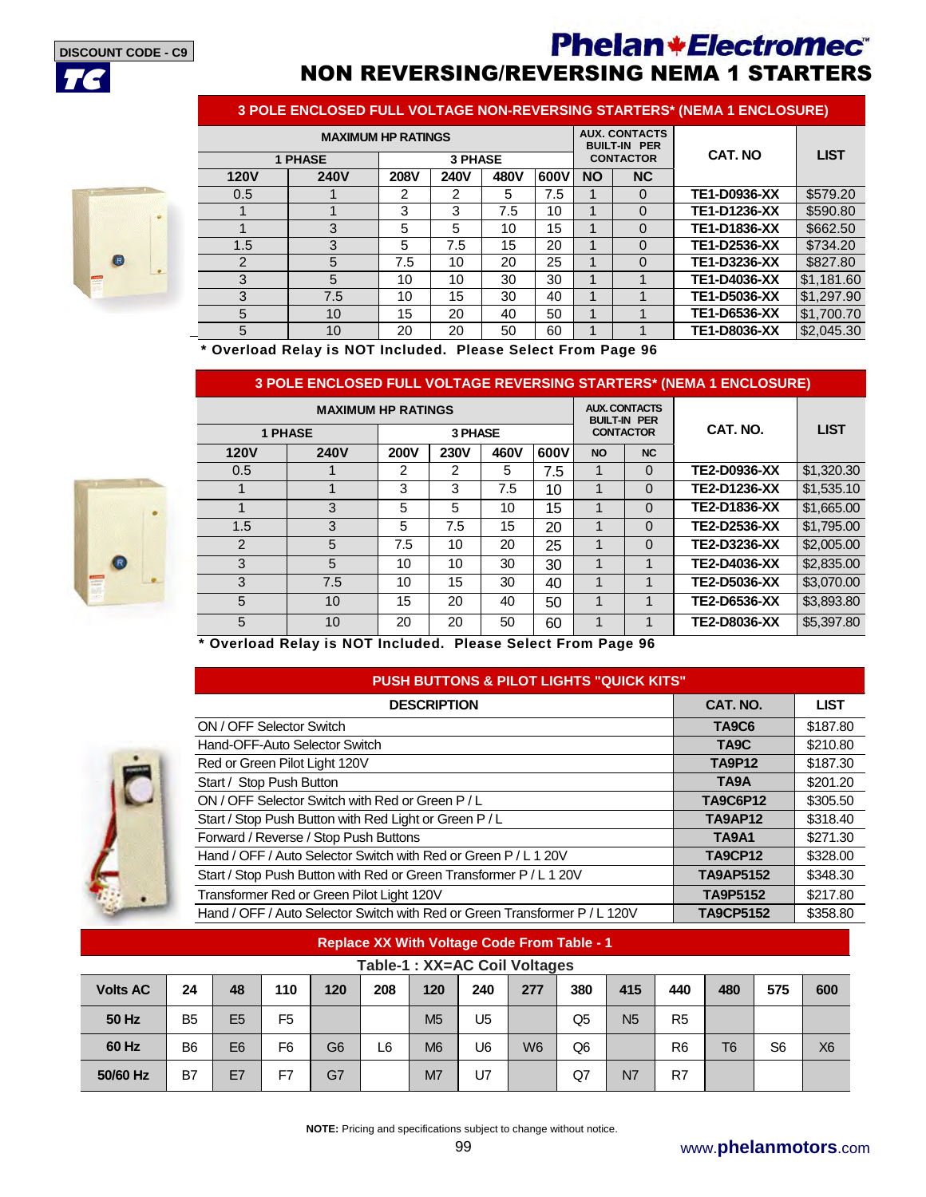DISCOUNT CODE - C9

# Phelan Electromec

## NON REVERSING/REVERSING NEMA 1 STARTERS

### 3 POLE ENCLOSED FULL VOLTAGE NON-REVERSING STARTERS* (NEMA 1 ENCLOSURE)

| MAXIMUM HP RATINGS | | | | | | AUX. CONTACTS BUILT-IN PER CONTACTOR | | CAT. NO | LIST |
|---|---|---|---|---|---|---|---|---|---|
| 1 PHASE | | 3 PHASE | | | | | | | |
| 120V | 240V | 208V | 240V | 480V | 600V | NO | NC | | |
| 0.5 | 1 | 2 | 2 | 5 | 7.5 | 1 | 0 | **TE1-D0936-XX** | $579.20 |
| 1 | 1 | 3 | 3 | 7.5 | 10 | 1 | 0 | **TE1-D1236-XX** | $590.80 |
| 1 | 3 | 5 | 5 | 10 | 15 | 1 | 0 | **TE1-D1836-XX** | $662.50 |
| 1.5 | 3 | 5 | 7.5 | 15 | 20 | 1 | 0 | **TE1-D2536-XX** | $734.20 |
| 2 | 5 | 7.5 | 10 | 20 | 25 | 1 | 0 | **TE1-D3236-XX** | $827.80 |
| 3 | 5 | 10 | 10 | 30 | 30 | 1 | 1 | **TE1-D4036-XX** | $1,181.60 |
| 3 | 7.5 | 10 | 15 | 30 | 40 | 1 | 1 | **TE1-D5036-XX** | $1,297.90 |
| 5 | 10 | 15 | 20 | 40 | 50 | 1 | 1 | **TE1-D6536-XX** | $1,700.70 |
| 5 | 10 | 20 | 20 | 50 | 60 | 1 | 1 | **TE1-D8036-XX** | $2,045.30 |

**\* Overload Relay is NOT Included. Please Select From Page 96**

### 3 POLE ENCLOSED FULL VOLTAGE REVERSING STARTERS* (NEMA 1 ENCLOSURE)

| MAXIMUM HP RATINGS | | | | | | AUX. CONTACTS BUILT-IN PER CONTACTOR | | CAT. NO. | LIST |
|---|---|---|---|---|---|---|---|---|---|
| 1 PHASE | | 3 PHASE | | | | | | | |
| 120V | 240V | 200V | 230V | 460V | 600V | NO | NC | | |
| 0.5 | 1 | 2 | 2 | 5 | 7.5 | 1 | 0 | **TE2-D0936-XX** | $1,320.30 |
| 1 | 1 | 3 | 3 | 7.5 | 10 | 1 | 0 | **TE2-D1236-XX** | $1,535.10 |
| 1 | 3 | 5 | 5 | 10 | 15 | 1 | 0 | **TE2-D1836-XX** | $1,665.00 |
| 1.5 | 3 | 5 | 7.5 | 15 | 20 | 1 | 0 | **TE2-D2536-XX** | $1,795.00 |
| 2 | 5 | 7.5 | 10 | 20 | 25 | 1 | 0 | **TE2-D3236-XX** | $2,005.00 |
| 3 | 5 | 10 | 10 | 30 | 30 | 1 | 1 | **TE2-D4036-XX** | $2,835.00 |
| 3 | 7.5 | 10 | 15 | 30 | 40 | 1 | 1 | **TE2-D5036-XX** | $3,070.00 |
| 5 | 10 | 15 | 20 | 40 | 50 | 1 | 1 | **TE2-D6536-XX** | $3,893.80 |
| 5 | 10 | 20 | 20 | 50 | 60 | 1 | 1 | **TE2-D8036-XX** | $5,397.80 |

**\* Overload Relay is NOT Included. Please Select From Page 96**

### PUSH BUTTONS & PILOT LIGHTS "QUICK KITS"

| DESCRIPTION | CAT. NO. | LIST |
|---|---|---|
| ON / OFF Selector Switch | **TA9C6** | $187.80 |
| Hand-OFF-Auto Selector Switch | **TA9C** | $210.80 |
| Red or Green Pilot Light 120V | **TA9P12** | $187.30 |
| Start / Stop Push Button | **TA9A** | $201.20 |
| ON / OFF Selector Switch with Red or Green P / L | **TA9C6P12** | $305.50 |
| Start / Stop Push Button with Red Light or Green P / L | **TA9AP12** | $318.40 |
| Forward / Reverse / Stop Push Buttons | **TA9A1** | $271.30 |
| Hand / OFF / Auto Selector Switch with Red or Green P / L 1 20V | **TA9CP12** | $328.00 |
| Start / Stop Push Button with Red or Green Transformer P / L 1 20V | **TA9AP5152** | $348.30 |
| Transformer Red or Green Pilot Light 120V | **TA9P5152** | $217.80 |
| Hand / OFF / Auto Selector Switch with Red or Green Transformer P / L 120V | **TA9CP5152** | $358.80 |

**Replace XX With Voltage Code From Table - 1**

**Table-1 : XX=AC Coil Voltages**

| Volts AC | 24 | 48 | 110 | 120 | 208 | 120 | 240 | 277 | 380 | 415 | 440 | 480 | 575 | 600 |
|---|---|---|---|---|---|---|---|---|---|---|---|---|---|---|
| 50 Hz | B5 | E5 | F5 | | | M5 | U5 | | Q5 | N5 | R5 | | | |
| 60 Hz | B6 | E6 | F6 | G6 | L6 | M6 | U6 | W6 | Q6 | | R6 | T6 | S6 | X6 |
| 50/60 Hz | B7 | E7 | F7 | G7 | | M7 | U7 | | Q7 | N7 | R7 | | | |

**NOTE:** Pricing and specifications subject to change without notice.

www.phelanmotors.com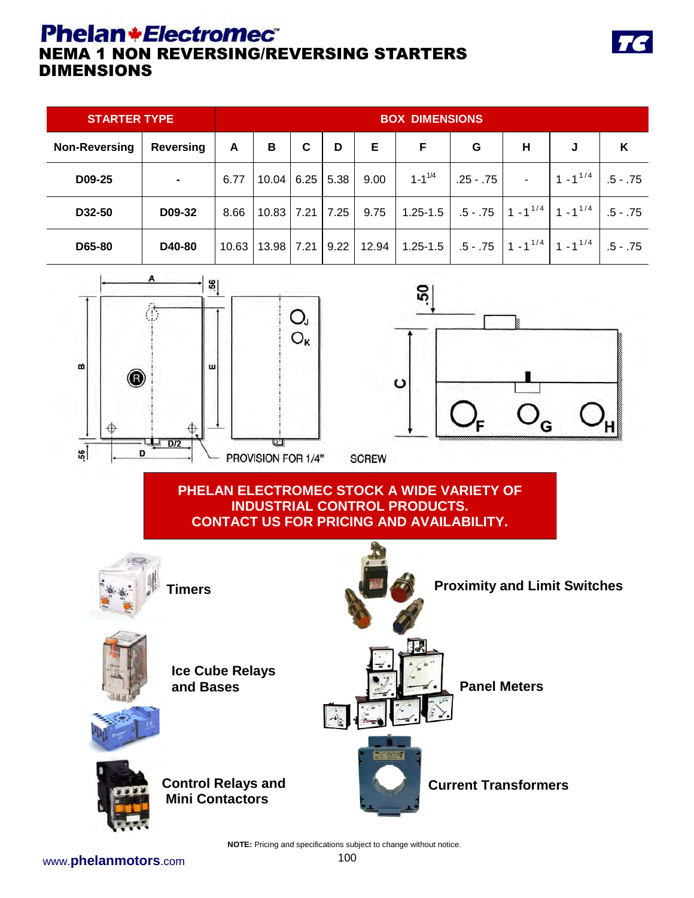# Phelan Electromec

## NEMA 1 NON REVERSING/REVERSING STARTERS DIMENSIONS

| STARTER TYPE | | BOX DIMENSIONS | | | | | | | | | |
|---|---|---|---|---|---|---|---|---|---|---|---|
| Non-Reversing | Reversing | A | B | C | D | E | F | G | H | J | K |
| D09-25 | - | 6.77 | 10.04 | 6.25 | 5.38 | 9.00 | $1\text{-}1^{1/4}$ | .25 - .75 | - | $1\text{-}1^{1/4}$ | .5 - .75 |
| D32-50 | D09-32 | 8.66 | 10.83 | 7.21 | 7.25 | 9.75 | 1.25-1.5 | .5 - .75 | $1\text{-}1^{1/4}$ | $1\text{-}1^{1/4}$ | .5 - .75 |
| D65-80 | D40-80 | 10.63 | 13.98 | 7.21 | 9.22 | 12.94 | 1.25-1.5 | .5 - .75 | $1\text{-}1^{1/4}$ | $1\text{-}1^{1/4}$ | .5 - .75 |

A
.56
B
E
R
J
K
D/2
D
.56
PROVISION FOR 1/4" SCREW
.50
C
F
G
H

**PHELAN ELECTROMEC STOCK A WIDE VARIETY OF INDUSTRIAL CONTROL PRODUCTS. CONTACT US FOR PRICING AND AVAILABILITY.**

**Timers**

**Proximity and Limit Switches**

**Ice Cube Relays and Bases**

**Panel Meters**

**Control Relays and Mini Contactors**

**Current Transformers**

**NOTE:** Pricing and specifications subject to change without notice.

www.**phelanmotors**.com